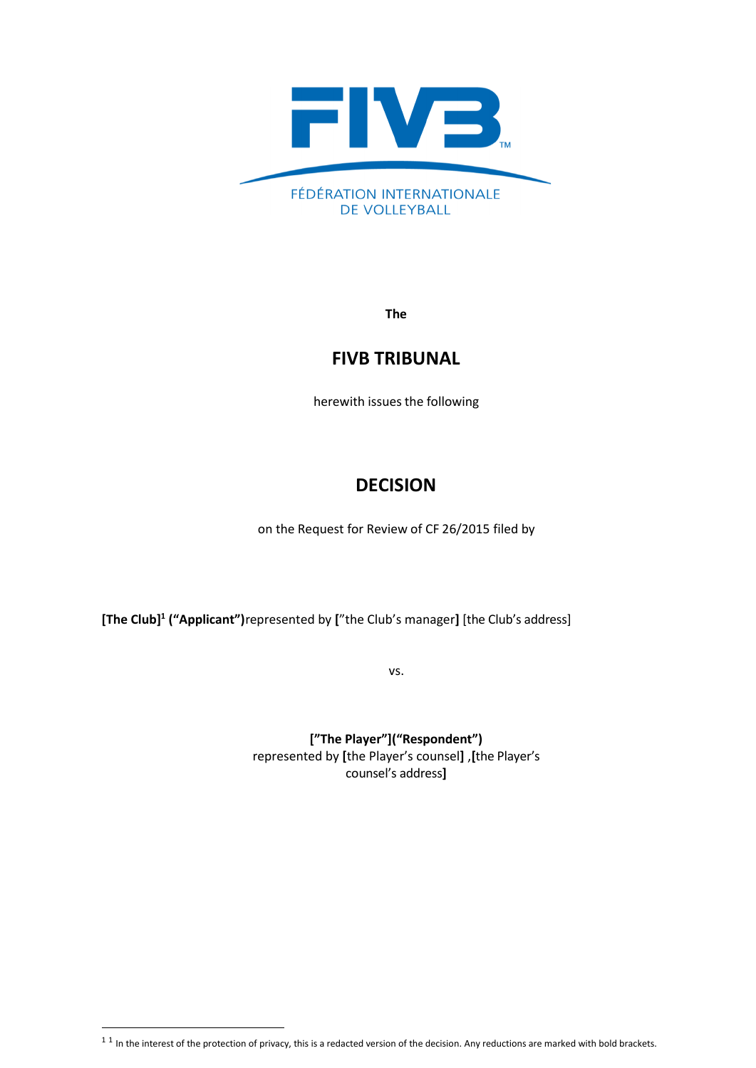FÉDÉRATION INTERNATIONALE DE VOLLEYBALL

**The**

# FIVB TRIBUNAL

herewith issues the following

# DECISION

on the Request for Review of CF 26/2015 filed by

**[The Club]**[1] **("Applicant")**represented by **[**"the Club's manager**]** [the Club's address]

vs.

**["The Player"]("Respondent")**
represented by **[**the Player's counsel**]** ,**[**the Player's counsel's address**]**

[1] In the interest of the protection of privacy, this is a redacted version of the decision. Any reductions are marked with bold brackets.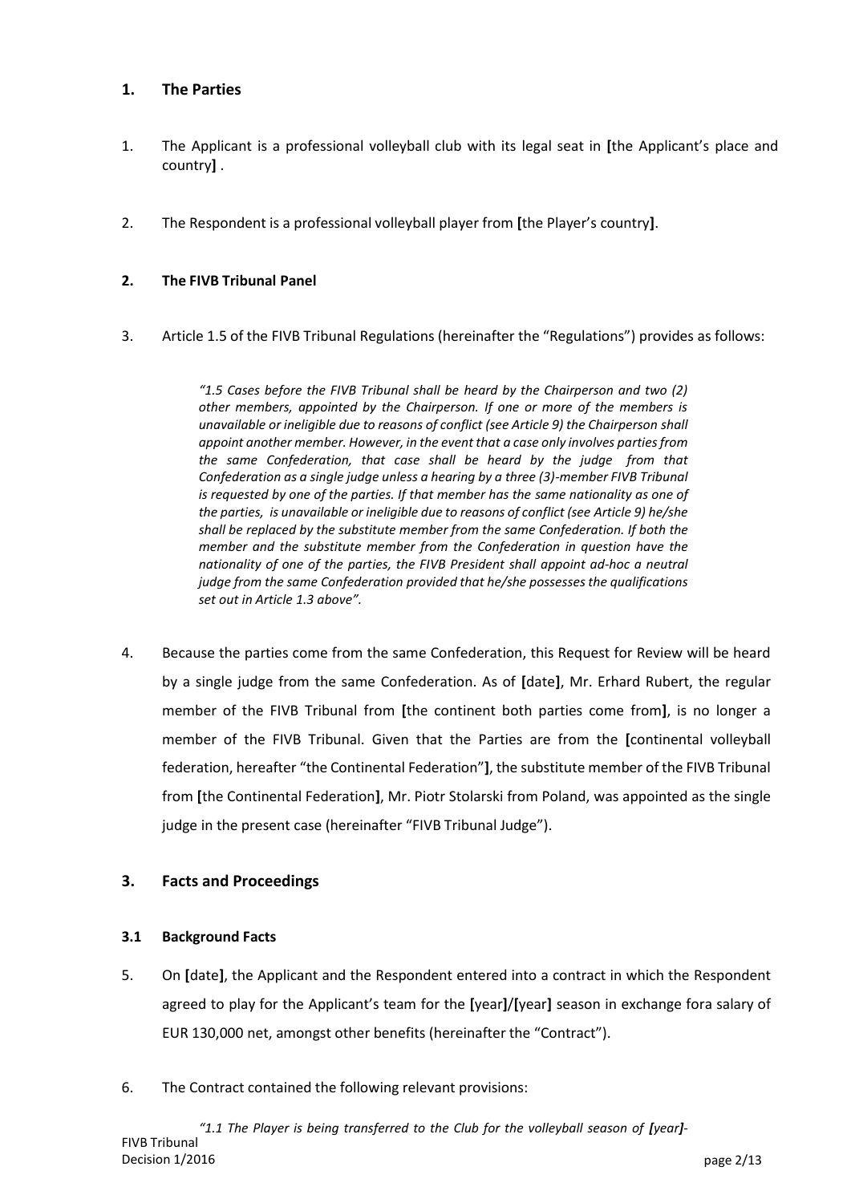## 1. The Parties

1. The Applicant is a professional volleyball club with its legal seat in **[**the Applicant's place and country**]** .

2. The Respondent is a professional volleyball player from **[**the Player's country**]**.

## 2. The FIVB Tribunal Panel

3. Article 1.5 of the FIVB Tribunal Regulations (hereinafter the "Regulations") provides as follows:

> *"1.5 Cases before the FIVB Tribunal shall be heard by the Chairperson and two (2) other members, appointed by the Chairperson. If one or more of the members is unavailable or ineligible due to reasons of conflict (see Article 9) the Chairperson shall appoint another member. However, in the event that a case only involves parties from the same Confederation, that case shall be heard by the judge from that Confederation as a single judge unless a hearing by a three (3)-member FIVB Tribunal is requested by one of the parties. If that member has the same nationality as one of the parties, is unavailable or ineligible due to reasons of conflict (see Article 9) he/she shall be replaced by the substitute member from the same Confederation. If both the member and the substitute member from the Confederation in question have the nationality of one of the parties, the FIVB President shall appoint ad-hoc a neutral judge from the same Confederation provided that he/she possesses the qualifications set out in Article 1.3 above".*

4. Because the parties come from the same Confederation, this Request for Review will be heard by a single judge from the same Confederation. As of **[**date**]**, Mr. Erhard Rubert, the regular member of the FIVB Tribunal from **[**the continent both parties come from**]**, is no longer a member of the FIVB Tribunal. Given that the Parties are from the **[**continental volleyball federation, hereafter "the Continental Federation"**]**, the substitute member of the FIVB Tribunal from **[**the Continental Federation**]**, Mr. Piotr Stolarski from Poland, was appointed as the single judge in the present case (hereinafter "FIVB Tribunal Judge").

## 3. Facts and Proceedings

### 3.1 Background Facts

5. On **[**date**]**, the Applicant and the Respondent entered into a contract in which the Respondent agreed to play for the Applicant's team for the **[**year**]**/**[**year**]** season in exchange fora salary of EUR 130,000 net, amongst other benefits (hereinafter the "Contract").

6. The Contract contained the following relevant provisions:

> *"1.1 The Player is being transferred to the Club for the volleyball season of **[year]**-*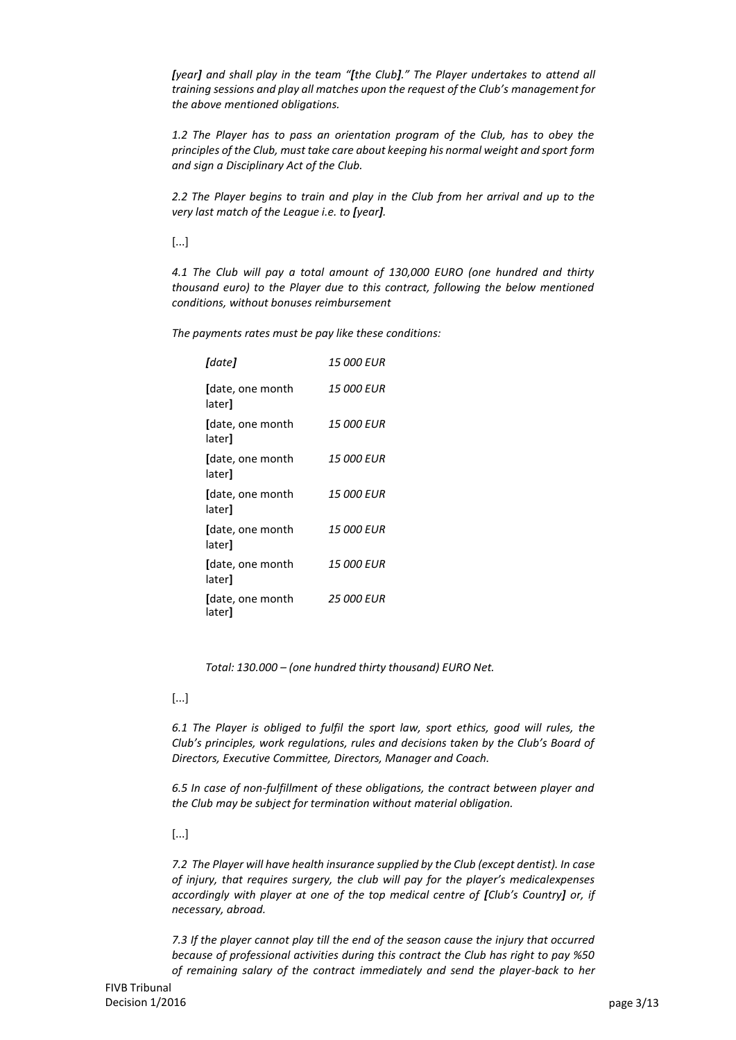*[year] and shall play in the team "[the Club]." The Player undertakes to attend all training sessions and play all matches upon the request of the Club's management for the above mentioned obligations.*

*1.2 The Player has to pass an orientation program of the Club, has to obey the principles of the Club, must take care about keeping his normal weight and sport form and sign a Disciplinary Act of the Club.*

*2.2 The Player begins to train and play in the Club from her arrival and up to the very last match of the League i.e. to [year].*

[...]

*4.1 The Club will pay a total amount of 130,000 EURO (one hundred and thirty thousand euro) to the Player due to this contract, following the below mentioned conditions, without bonuses reimbursement*

*The payments rates must be pay like these conditions:*

| | |
|---|---|
| *[date]* | *15 000 EUR* |
| [date, one month later] | *15 000 EUR* |
| [date, one month later] | *15 000 EUR* |
| [date, one month later] | *15 000 EUR* |
| [date, one month later] | *15 000 EUR* |
| [date, one month later] | *15 000 EUR* |
| [date, one month later] | *15 000 EUR* |
| [date, one month later] | *25 000 EUR* |

*Total: 130.000 – (one hundred thirty thousand) EURO Net.*

[...]

*6.1 The Player is obliged to fulfil the sport law, sport ethics, good will rules, the Club's principles, work regulations, rules and decisions taken by the Club's Board of Directors, Executive Committee, Directors, Manager and Coach.*

*6.5 In case of non-fulfillment of these obligations, the contract between player and the Club may be subject for termination without material obligation.*

[...]

*7.2 The Player will have health insurance supplied by the Club (except dentist). In case of injury, that requires surgery, the club will pay for the player's medicalexpenses accordingly with player at one of the top medical centre of [Club's Country] or, if necessary, abroad.*

*7.3 If the player cannot play till the end of the season cause the injury that occurred because of professional activities during this contract the Club has right to pay %50 of remaining salary of the contract immediately and send the player-back to her*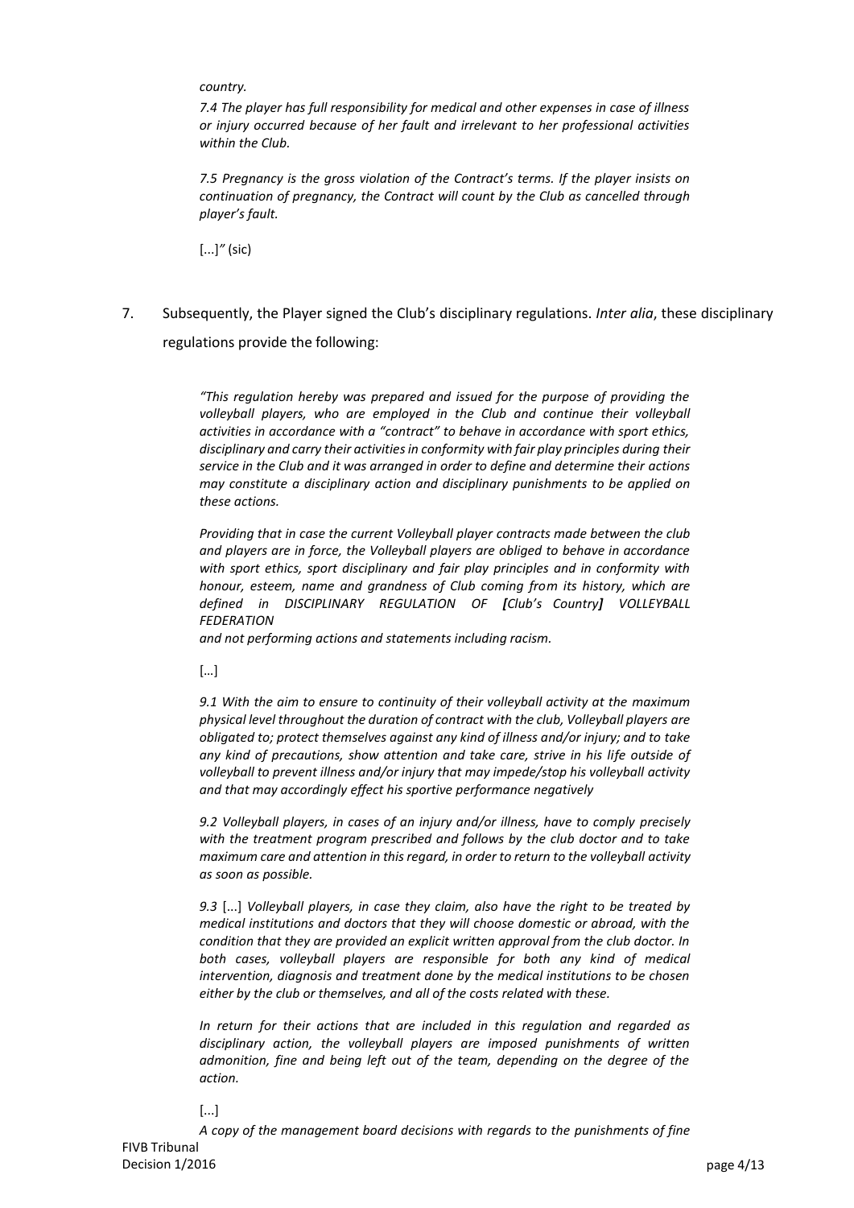*country.*

*7.4 The player has full responsibility for medical and other expenses in case of illness or injury occurred because of her fault and irrelevant to her professional activities within the Club.*

*7.5 Pregnancy is the gross violation of the Contract's terms. If the player insists on continuation of pregnancy, the Contract will count by the Club as cancelled through player's fault.*

[...]*"* (sic)

7. Subsequently, the Player signed the Club's disciplinary regulations. *Inter alia*, these disciplinary regulations provide the following:

*"This regulation hereby was prepared and issued for the purpose of providing the volleyball players, who are employed in the Club and continue their volleyball activities in accordance with a "contract" to behave in accordance with sport ethics, disciplinary and carry their activities in conformity with fair play principles during their service in the Club and it was arranged in order to define and determine their actions may constitute a disciplinary action and disciplinary punishments to be applied on these actions.*

*Providing that in case the current Volleyball player contracts made between the club and players are in force, the Volleyball players are obliged to behave in accordance with sport ethics, sport disciplinary and fair play principles and in conformity with honour, esteem, name and grandness of Club coming from its history, which are defined in DISCIPLINARY REGULATION OF **[Club's Country]** VOLLEYBALL FEDERATION*

*and not performing actions and statements including racism.*

[…]

*9.1 With the aim to ensure to continuity of their volleyball activity at the maximum physical level throughout the duration of contract with the club, Volleyball players are obligated to; protect themselves against any kind of illness and/or injury; and to take any kind of precautions, show attention and take care, strive in his life outside of volleyball to prevent illness and/or injury that may impede/stop his volleyball activity and that may accordingly effect his sportive performance negatively*

*9.2 Volleyball players, in cases of an injury and/or illness, have to comply precisely with the treatment program prescribed and follows by the club doctor and to take maximum care and attention in this regard, in order to return to the volleyball activity as soon as possible.*

*9.3* [...] *Volleyball players, in case they claim, also have the right to be treated by medical institutions and doctors that they will choose domestic or abroad, with the condition that they are provided an explicit written approval from the club doctor. In both cases, volleyball players are responsible for both any kind of medical intervention, diagnosis and treatment done by the medical institutions to be chosen either by the club or themselves, and all of the costs related with these.*

*In return for their actions that are included in this regulation and regarded as disciplinary action, the volleyball players are imposed punishments of written admonition, fine and being left out of the team, depending on the degree of the action.*

[...]

*A copy of the management board decisions with regards to the punishments of fine*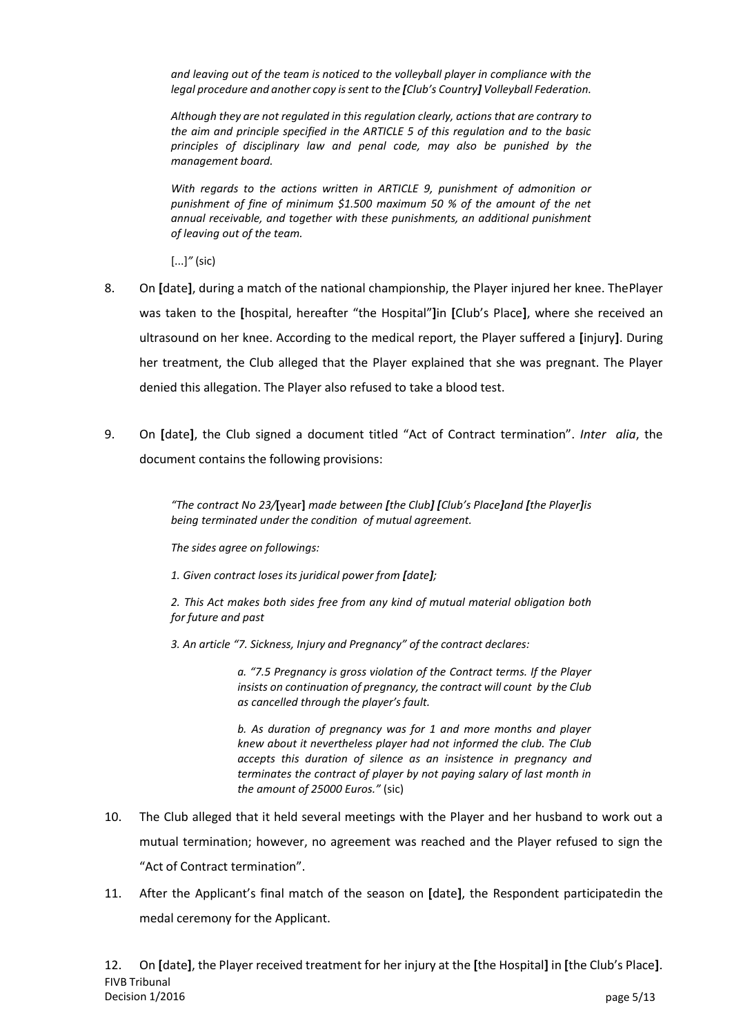> *and leaving out of the team is noticed to the volleyball player in compliance with the legal procedure and another copy is sent to the **[**Club's Country**]** Volleyball Federation.*
>
> *Although they are not regulated in this regulation clearly, actions that are contrary to the aim and principle specified in the ARTICLE 5 of this regulation and to the basic principles of disciplinary law and penal code, may also be punished by the management board.*
>
> *With regards to the actions written in ARTICLE 9, punishment of admonition or punishment of fine of minimum $1.500 maximum 50 % of the amount of the net annual receivable, and together with these punishments, an additional punishment of leaving out of the team.*
>
> [...]*"* (sic)

8. On **[**date**]**, during a match of the national championship, the Player injured her knee. The Player was taken to the **[**hospital, hereafter "the Hospital"**]** in **[**Club's Place**]**, where she received an ultrasound on her knee. According to the medical report, the Player suffered a **[**injury**]**. During her treatment, the Club alleged that the Player explained that she was pregnant. The Player denied this allegation. The Player also refused to take a blood test.

9. On **[**date**]**, the Club signed a document titled "Act of Contract termination". *Inter alia*, the document contains the following provisions:

> *"The contract No 23/***[**year**]** *made between* ***[****the Club****]*** ***[****Club's Place****]*** *and* ***[****the Player****]*** *is being terminated under the condition of mutual agreement.*
>
> *The sides agree on followings:*
>
> *1. Given contract loses its juridical power from* ***[****date****]****;*
>
> *2. This Act makes both sides free from any kind of mutual material obligation both for future and past*
>
> *3. An article "7. Sickness, Injury and Pregnancy" of the contract declares:*
>
> > *a. "7.5 Pregnancy is gross violation of the Contract terms. If the Player insists on continuation of pregnancy, the contract will count by the Club as cancelled through the player's fault.*
> >
> > *b. As duration of pregnancy was for 1 and more months and player knew about it nevertheless player had not informed the club. The Club accepts this duration of silence as an insistence in pregnancy and terminates the contract of player by not paying salary of last month in the amount of 25000 Euros."* (sic)

10. The Club alleged that it held several meetings with the Player and her husband to work out a mutual termination; however, no agreement was reached and the Player refused to sign the "Act of Contract termination".

11. After the Applicant's final match of the season on **[**date**]**, the Respondent participated in the medal ceremony for the Applicant.

12. On **[**date**]**, the Player received treatment for her injury at the **[**the Hospital**]** in **[**the Club's Place**]**.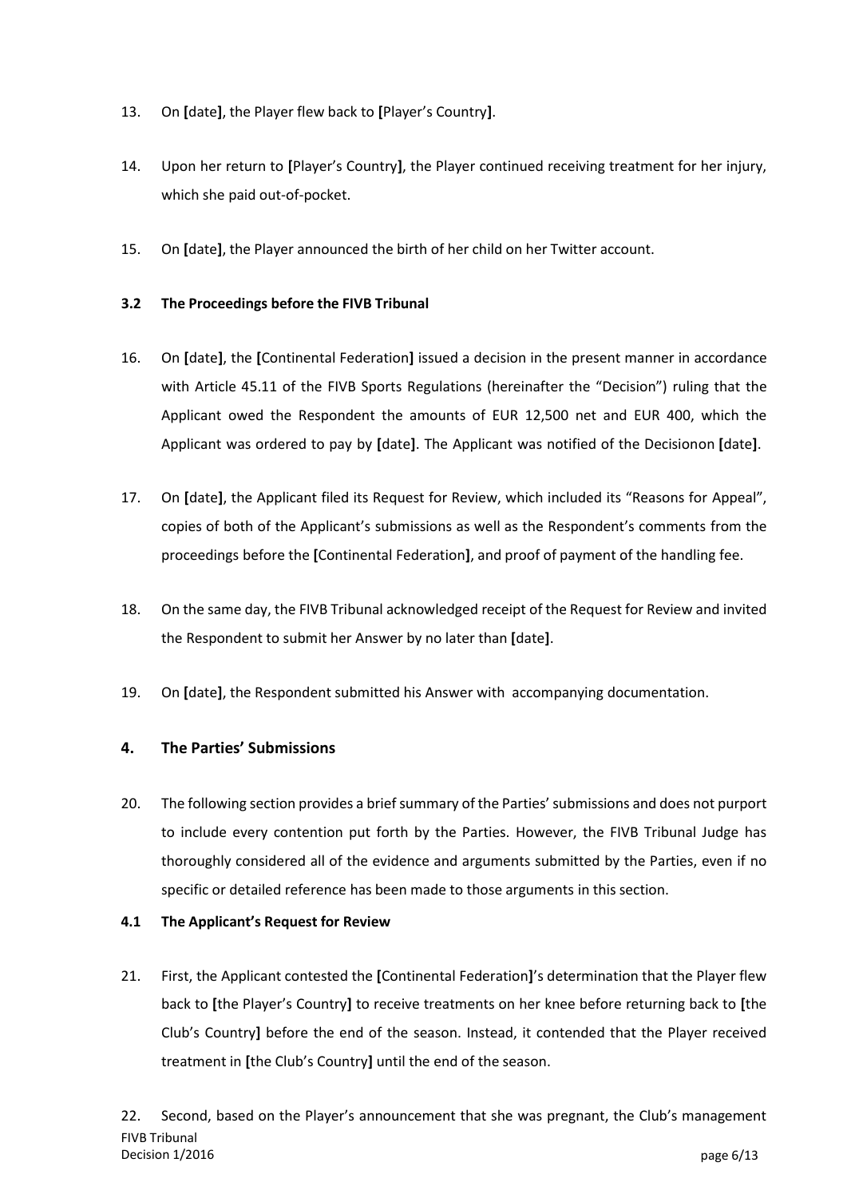13. On **[**date**]**, the Player flew back to **[**Player's Country**]**.

14. Upon her return to **[**Player's Country**]**, the Player continued receiving treatment for her injury, which she paid out-of-pocket.

15. On **[**date**]**, the Player announced the birth of her child on her Twitter account.

### 3.2 The Proceedings before the FIVB Tribunal

16. On **[**date**]**, the **[**Continental Federation**]** issued a decision in the present manner in accordance with Article 45.11 of the FIVB Sports Regulations (hereinafter the "Decision") ruling that the Applicant owed the Respondent the amounts of EUR 12,500 net and EUR 400, which the Applicant was ordered to pay by **[**date**]**. The Applicant was notified of the Decisionon **[**date**]**.

17. On **[**date**]**, the Applicant filed its Request for Review, which included its "Reasons for Appeal", copies of both of the Applicant's submissions as well as the Respondent's comments from the proceedings before the **[**Continental Federation**]**, and proof of payment of the handling fee.

18. On the same day, the FIVB Tribunal acknowledged receipt of the Request for Review and invited the Respondent to submit her Answer by no later than **[**date**]**.

19. On **[**date**]**, the Respondent submitted his Answer with accompanying documentation.

## 4. The Parties' Submissions

20. The following section provides a brief summary of the Parties' submissions and does not purport to include every contention put forth by the Parties. However, the FIVB Tribunal Judge has thoroughly considered all of the evidence and arguments submitted by the Parties, even if no specific or detailed reference has been made to those arguments in this section.

### 4.1 The Applicant's Request for Review

21. First, the Applicant contested the **[**Continental Federation**]**'s determination that the Player flew back to **[**the Player's Country**]** to receive treatments on her knee before returning back to **[**the Club's Country**]** before the end of the season. Instead, it contended that the Player received treatment in **[**the Club's Country**]** until the end of the season.

22. Second, based on the Player's announcement that she was pregnant, the Club's management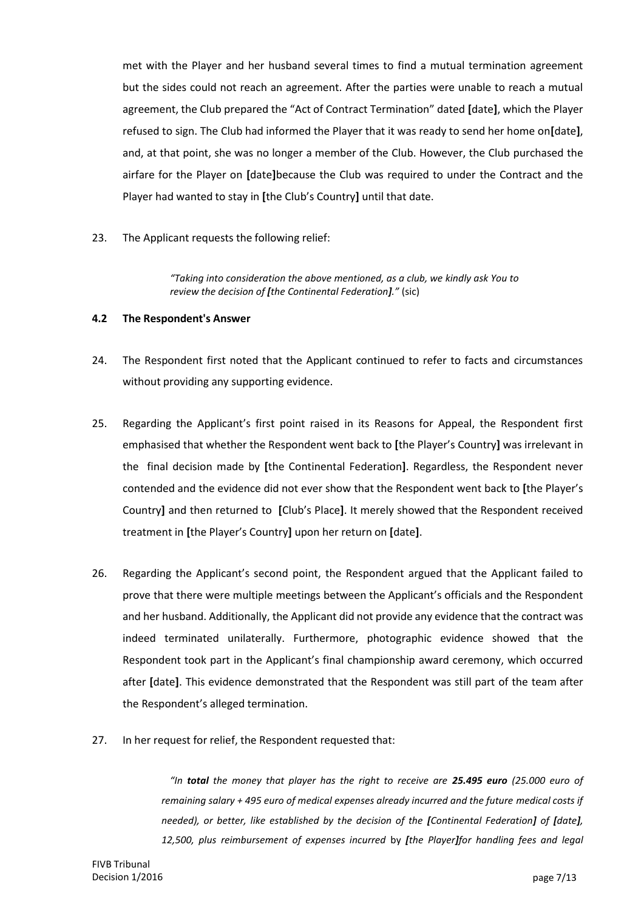met with the Player and her husband several times to find a mutual termination agreement but the sides could not reach an agreement. After the parties were unable to reach a mutual agreement, the Club prepared the "Act of Contract Termination" dated **[**date**]**, which the Player refused to sign. The Club had informed the Player that it was ready to send her home on**[**date**]**, and, at that point, she was no longer a member of the Club. However, the Club purchased the airfare for the Player on **[**date**]**because the Club was required to under the Contract and the Player had wanted to stay in **[**the Club's Country**]** until that date.

23. The Applicant requests the following relief:

> *"Taking into consideration the above mentioned, as a club, we kindly ask You to review the decision of [the Continental Federation]."* (sic)

### 4.2 The Respondent's Answer

24. The Respondent first noted that the Applicant continued to refer to facts and circumstances without providing any supporting evidence.

25. Regarding the Applicant's first point raised in its Reasons for Appeal, the Respondent first emphasised that whether the Respondent went back to **[**the Player's Country**]** was irrelevant in the final decision made by **[**the Continental Federation**]**. Regardless, the Respondent never contended and the evidence did not ever show that the Respondent went back to **[**the Player's Country**]** and then returned to **[**Club's Place**]**. It merely showed that the Respondent received treatment in **[**the Player's Country**]** upon her return on **[**date**]**.

26. Regarding the Applicant's second point, the Respondent argued that the Applicant failed to prove that there were multiple meetings between the Applicant's officials and the Respondent and her husband. Additionally, the Applicant did not provide any evidence that the contract was indeed terminated unilaterally. Furthermore, photographic evidence showed that the Respondent took part in the Applicant's final championship award ceremony, which occurred after **[**date**]**. This evidence demonstrated that the Respondent was still part of the team after the Respondent's alleged termination.

27. In her request for relief, the Respondent requested that:

> *"In **total** the money that player has the right to receive are **25.495 euro** (25.000 euro of remaining salary + 495 euro of medical expenses already incurred and the future medical costs if needed), or better, like established by the decision of the **[**Continental Federation**]** of **[**date**]**, 12,500, plus reimbursement of expenses incurred* by ***[**the Player**]***for handling fees and legal*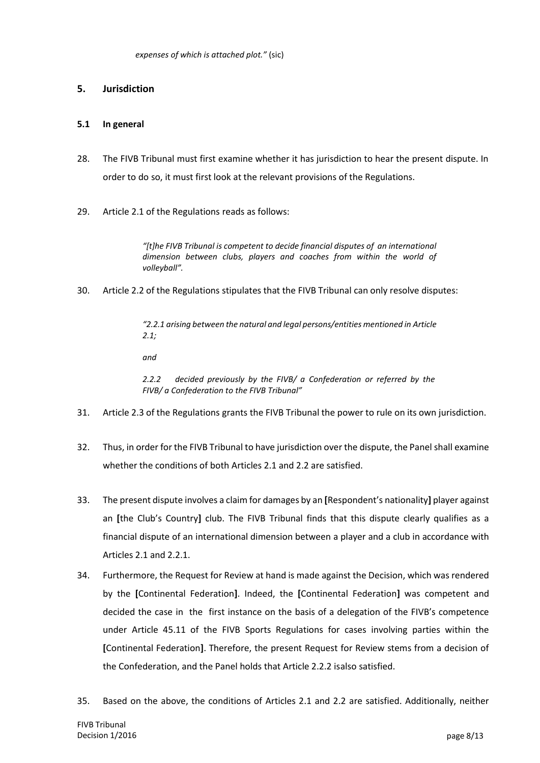*expenses of which is attached plot."* (sic)

## 5. Jurisdiction

### 5.1 In general

28. The FIVB Tribunal must first examine whether it has jurisdiction to hear the present dispute. In order to do so, it must first look at the relevant provisions of the Regulations.

29. Article 2.1 of the Regulations reads as follows:

> *"[t]he FIVB Tribunal is competent to decide financial disputes of an international dimension between clubs, players and coaches from within the world of volleyball".*

30. Article 2.2 of the Regulations stipulates that the FIVB Tribunal can only resolve disputes:

> *"2.2.1 arising between the natural and legal persons/entities mentioned in Article 2.1;*
>
> *and*
>
> *2.2.2 decided previously by the FIVB/ a Confederation or referred by the FIVB/ a Confederation to the FIVB Tribunal"*

31. Article 2.3 of the Regulations grants the FIVB Tribunal the power to rule on its own jurisdiction.

32. Thus, in order for the FIVB Tribunal to have jurisdiction over the dispute, the Panel shall examine whether the conditions of both Articles 2.1 and 2.2 are satisfied.

33. The present dispute involves a claim for damages by an **[**Respondent's nationality**]** player against an **[**the Club's Country**]** club. The FIVB Tribunal finds that this dispute clearly qualifies as a financial dispute of an international dimension between a player and a club in accordance with Articles 2.1 and 2.2.1.

34. Furthermore, the Request for Review at hand is made against the Decision, which was rendered by the **[**Continental Federation**]**. Indeed, the **[**Continental Federation**]** was competent and decided the case in the first instance on the basis of a delegation of the FIVB's competence under Article 45.11 of the FIVB Sports Regulations for cases involving parties within the **[**Continental Federation**]**. Therefore, the present Request for Review stems from a decision of the Confederation, and the Panel holds that Article 2.2.2 isalso satisfied.

35. Based on the above, the conditions of Articles 2.1 and 2.2 are satisfied. Additionally, neither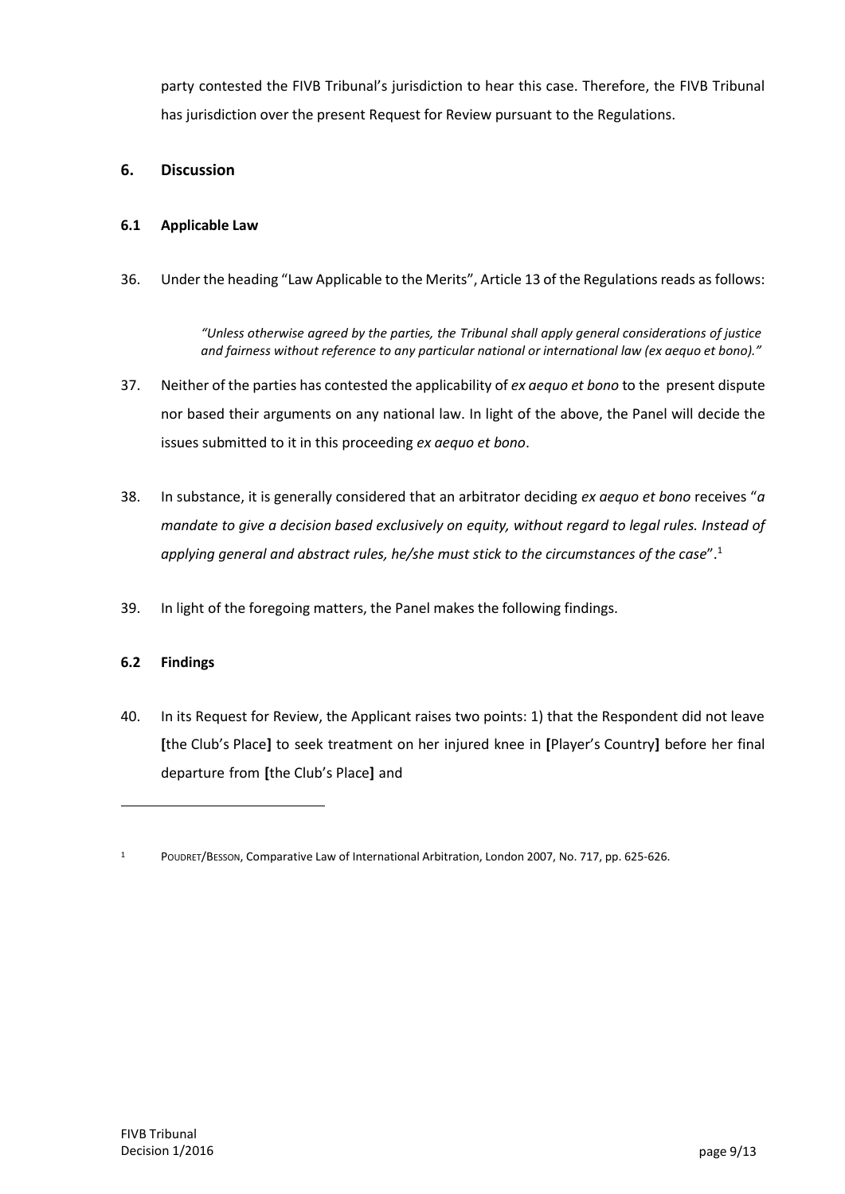party contested the FIVB Tribunal's jurisdiction to hear this case. Therefore, the FIVB Tribunal has jurisdiction over the present Request for Review pursuant to the Regulations.

## 6. Discussion

### 6.1 Applicable Law

36. Under the heading "Law Applicable to the Merits", Article 13 of the Regulations reads as follows:

> *"Unless otherwise agreed by the parties, the Tribunal shall apply general considerations of justice and fairness without reference to any particular national or international law (ex aequo et bono)."*

37. Neither of the parties has contested the applicability of *ex aequo et bono* to the present dispute nor based their arguments on any national law. In light of the above, the Panel will decide the issues submitted to it in this proceeding *ex aequo et bono*.

38. In substance, it is generally considered that an arbitrator deciding *ex aequo et bono* receives "*a mandate to give a decision based exclusively on equity, without regard to legal rules. Instead of applying general and abstract rules, he/she must stick to the circumstances of the case*".[1]

39. In light of the foregoing matters, the Panel makes the following findings.

### 6.2 Findings

40. In its Request for Review, the Applicant raises two points: 1) that the Respondent did not leave **[**the Club's Place**]** to seek treatment on her injured knee in **[**Player's Country**]** before her final departure from **[**the Club's Place**]** and

---

[1] POUDRET/BESSON, Comparative Law of International Arbitration, London 2007, No. 717, pp. 625-626.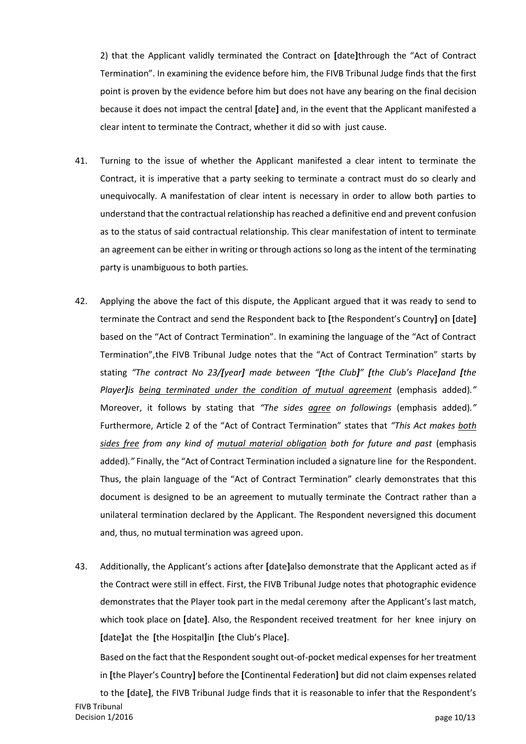2) that the Applicant validly terminated the Contract on **[**date**]**through the "Act of Contract Termination". In examining the evidence before him, the FIVB Tribunal Judge finds that the first point is proven by the evidence before him but does not have any bearing on the final decision because it does not impact the central **[**date**]** and, in the event that the Applicant manifested a clear intent to terminate the Contract, whether it did so with just cause.

41. Turning to the issue of whether the Applicant manifested a clear intent to terminate the Contract, it is imperative that a party seeking to terminate a contract must do so clearly and unequivocally. A manifestation of clear intent is necessary in order to allow both parties to understand that the contractual relationship has reached a definitive end and prevent confusion as to the status of said contractual relationship. This clear manifestation of intent to terminate an agreement can be either in writing or through actions so long as the intent of the terminating party is unambiguous to both parties.

42. Applying the above the fact of this dispute, the Applicant argued that it was ready to send to terminate the Contract and send the Respondent back to **[**the Respondent's Country**]** on **[**date**]** based on the "Act of Contract Termination". In examining the language of the "Act of Contract Termination",the FIVB Tribunal Judge notes that the "Act of Contract Termination" starts by stating *"The contract No 23/**[**year**]** made between "**[**the Club**]**" **[**the Club's Place**]**and **[**the Player**]**is <u>being terminated under the condition of mutual agreement</u>* (emphasis added)*."* Moreover, it follows by stating that *"The sides <u>agree</u> on followings* (emphasis added)*."* Furthermore, Article 2 of the "Act of Contract Termination" states that *"This Act makes <u>both sides free</u> from any kind of <u>mutual material obligation</u> both for future and past* (emphasis added)*."* Finally, the "Act of Contract Termination included a signature line for the Respondent. Thus, the plain language of the "Act of Contract Termination" clearly demonstrates that this document is designed to be an agreement to mutually terminate the Contract rather than a unilateral termination declared by the Applicant. The Respondent neversigned this document and, thus, no mutual termination was agreed upon.

43. Additionally, the Applicant's actions after **[**date**]**also demonstrate that the Applicant acted as if the Contract were still in effect. First, the FIVB Tribunal Judge notes that photographic evidence demonstrates that the Player took part in the medal ceremony after the Applicant's last match, which took place on **[**date**]**. Also, the Respondent received treatment for her knee injury on **[**date**]**at the **[**the Hospital**]**in **[**the Club's Place**]**.

    Based on the fact that the Respondent sought out-of-pocket medical expenses for her treatment in **[**the Player's Country**]** before the **[**Continental Federation**]** but did not claim expenses related to the **[**date**]**, the FIVB Tribunal Judge finds that it is reasonable to infer that the Respondent's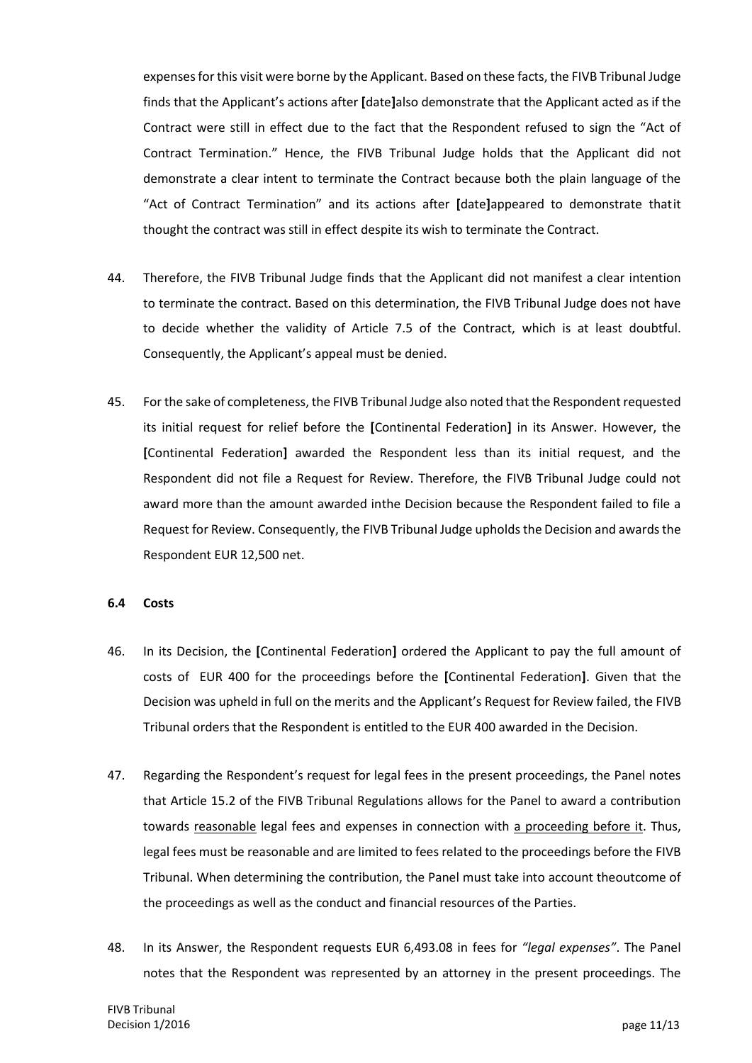expenses for this visit were borne by the Applicant. Based on these facts, the FIVB Tribunal Judge finds that the Applicant's actions after [date]also demonstrate that the Applicant acted as if the Contract were still in effect due to the fact that the Respondent refused to sign the "Act of Contract Termination." Hence, the FIVB Tribunal Judge holds that the Applicant did not demonstrate a clear intent to terminate the Contract because both the plain language of the "Act of Contract Termination" and its actions after [date]appeared to demonstrate thatit thought the contract was still in effect despite its wish to terminate the Contract.

44. Therefore, the FIVB Tribunal Judge finds that the Applicant did not manifest a clear intention to terminate the contract. Based on this determination, the FIVB Tribunal Judge does not have to decide whether the validity of Article 7.5 of the Contract, which is at least doubtful. Consequently, the Applicant's appeal must be denied.

45. For the sake of completeness, the FIVB Tribunal Judge also noted that the Respondent requested its initial request for relief before the [Continental Federation] in its Answer. However, the [Continental Federation] awarded the Respondent less than its initial request, and the Respondent did not file a Request for Review. Therefore, the FIVB Tribunal Judge could not award more than the amount awarded inthe Decision because the Respondent failed to file a Request for Review. Consequently, the FIVB Tribunal Judge upholds the Decision and awards the Respondent EUR 12,500 net.

### 6.4 Costs

46. In its Decision, the [Continental Federation] ordered the Applicant to pay the full amount of costs of EUR 400 for the proceedings before the [Continental Federation]. Given that the Decision was upheld in full on the merits and the Applicant's Request for Review failed, the FIVB Tribunal orders that the Respondent is entitled to the EUR 400 awarded in the Decision.

47. Regarding the Respondent's request for legal fees in the present proceedings, the Panel notes that Article 15.2 of the FIVB Tribunal Regulations allows for the Panel to award a contribution towards reasonable legal fees and expenses in connection with a proceeding before it. Thus, legal fees must be reasonable and are limited to fees related to the proceedings before the FIVB Tribunal. When determining the contribution, the Panel must take into account theoutcome of the proceedings as well as the conduct and financial resources of the Parties.

48. In its Answer, the Respondent requests EUR 6,493.08 in fees for *"legal expenses"*. The Panel notes that the Respondent was represented by an attorney in the present proceedings. The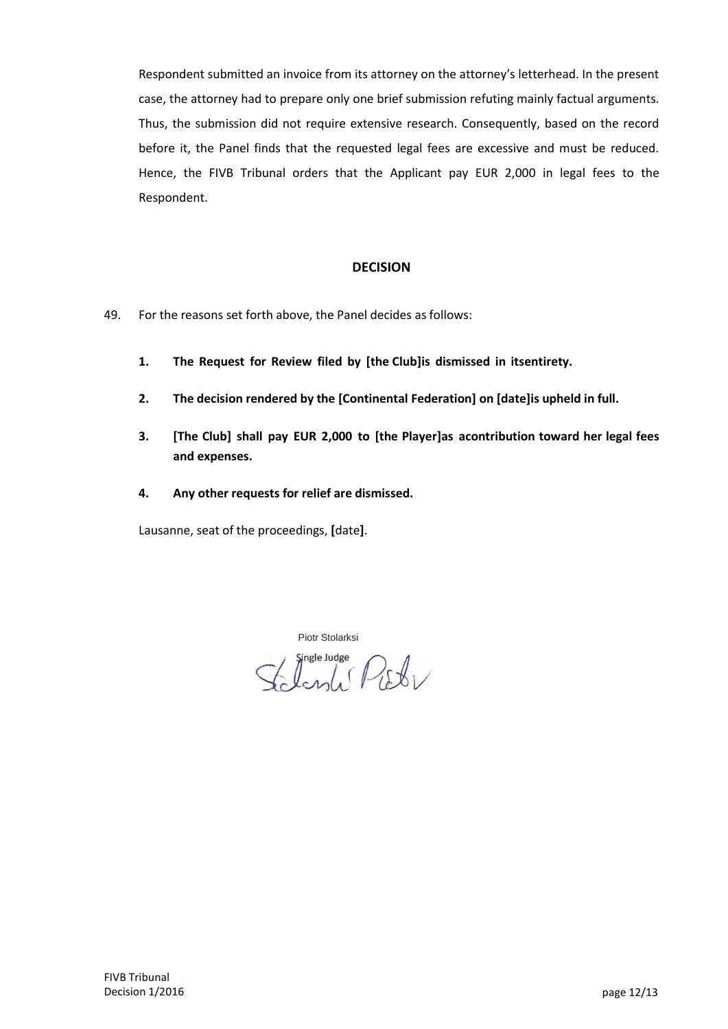Respondent submitted an invoice from its attorney on the attorney's letterhead. In the present case, the attorney had to prepare only one brief submission refuting mainly factual arguments. Thus, the submission did not require extensive research. Consequently, based on the record before it, the Panel finds that the requested legal fees are excessive and must be reduced. Hence, the FIVB Tribunal orders that the Applicant pay EUR 2,000 in legal fees to the Respondent.

## DECISION

49. For the reasons set forth above, the Panel decides as follows:

    **1. The Request for Review filed by [the Club]is dismissed in itsentirety.**

    **2. The decision rendered by the [Continental Federation] on [date]is upheld in full.**

    **3. [The Club] shall pay EUR 2,000 to [the Player]as acontribution toward her legal fees and expenses.**

    **4. Any other requests for relief are dismissed.**

Lausanne, seat of the proceedings, **[**date**]**.

Piotr Stolarksi

Single Judge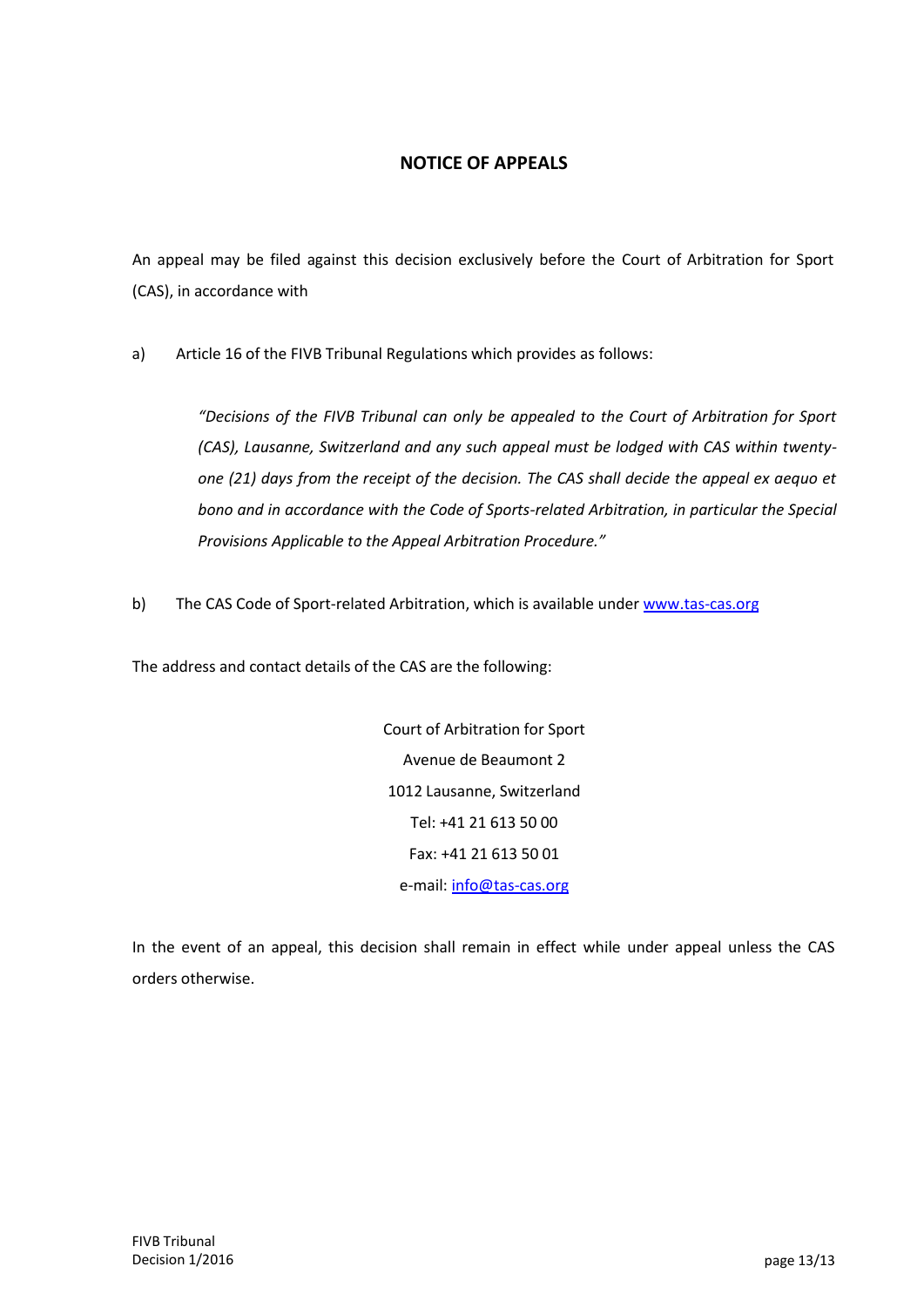## NOTICE OF APPEALS

An appeal may be filed against this decision exclusively before the Court of Arbitration for Sport (CAS), in accordance with

a) Article 16 of the FIVB Tribunal Regulations which provides as follows:

> *"Decisions of the FIVB Tribunal can only be appealed to the Court of Arbitration for Sport (CAS), Lausanne, Switzerland and any such appeal must be lodged with CAS within twenty-one (21) days from the receipt of the decision. The CAS shall decide the appeal ex aequo et bono and in accordance with the Code of Sports-related Arbitration, in particular the Special Provisions Applicable to the Appeal Arbitration Procedure."*

b) The CAS Code of Sport-related Arbitration, which is available under www.tas-cas.org

The address and contact details of the CAS are the following:

Court of Arbitration for Sport
Avenue de Beaumont 2
1012 Lausanne, Switzerland
Tel: +41 21 613 50 00
Fax: +41 21 613 50 01
e-mail: info@tas-cas.org

In the event of an appeal, this decision shall remain in effect while under appeal unless the CAS orders otherwise.